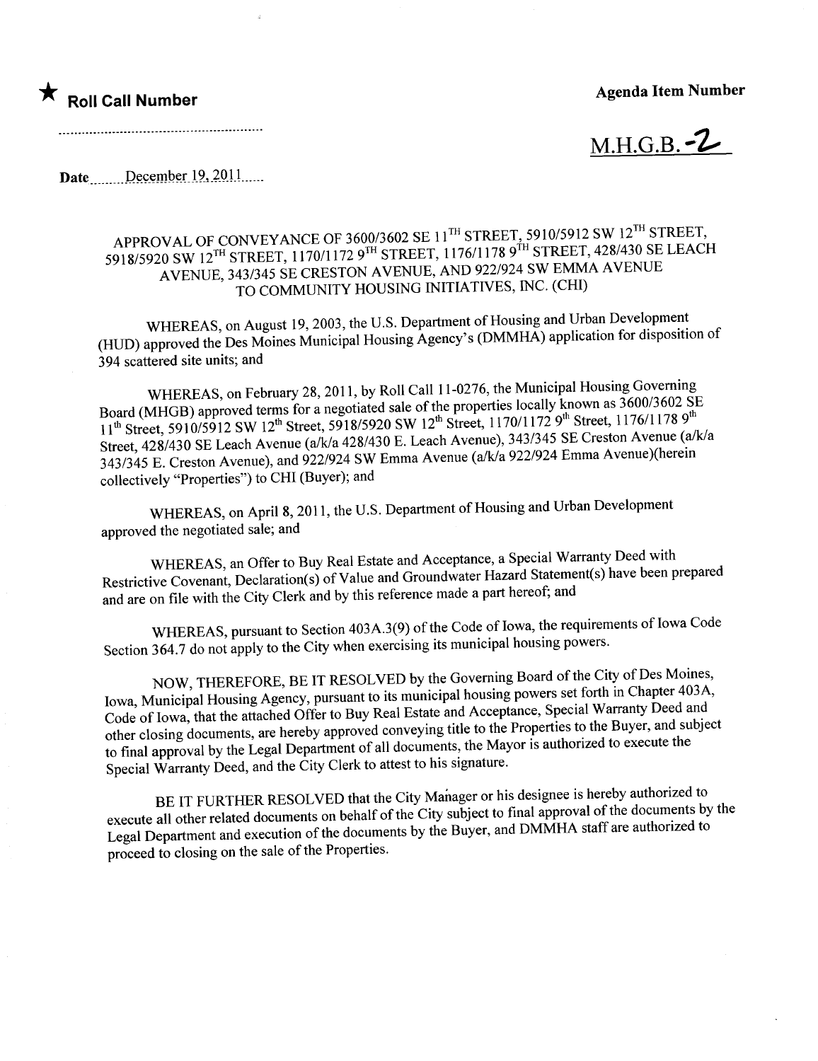★ **Roll Call Number**

**Agenda Item Number**

M.H.G.B.-2

**Date** December 19, 2011

APPROVAL OF CONVEYANCE OF 3600/3602 SE 11TH STREET, 5910/5912 SW 12TH STREET, 5918/5920 SW 12TH STREET, 1170/1172 9TH STREET, 1176/1178 9TH STREET, 428/430 SE LEACH AVENUE, 343/345 SE CRESTON AVENUE, AND 922/924 SW EMMA AVENUE TO COMMUNITY HOUSING INITIATIVES, INC. (CHI)

WHEREAS, on August 19, 2003, the U.S. Department of Housing and Urban Development (HUD) approved the Des Moines Municipal Housing Agency's (DMMHA) application for disposition of 394 scattered site units; and

WHEREAS, on February 28, 2011, by Roll Call 11-0276, the Municipal Housing Governing Board (MHGB) approved terms for a negotiated sale of the properties locally known as 3600/3602 SE 11th Street, 5910/5912 SW 12th Street, 5918/5920 SW 12th Street, 1170/1172 9th Street, 1176/1178 9th Street, 428/430 SE Leach Avenue (a/k/a 428/430 E. Leach Avenue), 343/345 SE Creston Avenue (a/k/a 343/345 E. Creston Avenue), and 922/924 SW Emma Avenue (a/k/a 922/924 Emma Avenue)(herein collectively "Properties") to CHI (Buyer); and

WHEREAS, on April 8, 2011, the U.S. Department of Housing and Urban Development approved the negotiated sale; and

WHEREAS, an Offer to Buy Real Estate and Acceptance, a Special Warranty Deed with Restrictive Covenant, Declaration(s) of Value and Groundwater Hazard Statement(s) have been prepared and are on file with the City Clerk and by this reference made a part hereof; and

WHEREAS, pursuant to Section 403A.3(9) of the Code of Iowa, the requirements of Iowa Code Section 364.7 do not apply to the City when exercising its municipal housing powers.

NOW, THEREFORE, BE IT RESOLVED by the Governing Board of the City of Des Moines, Iowa, Municipal Housing Agency, pursuant to its municipal housing powers set forth in Chapter 403A, Code of Iowa, that the attached Offer to Buy Real Estate and Acceptance, Special Warranty Deed and other closing documents, are hereby approved conveying title to the Properties to the Buyer, and subject to final approval by the Legal Department of all documents, the Mayor is authorized to execute the Special Warranty Deed, and the City Clerk to attest to his signature.

BE IT FURTHER RESOLVED that the City Manager or his designee is hereby authorized to execute all other related documents on behalf of the City subject to final approval of the documents by the Legal Department and execution of the documents by the Buyer, and DMMHA staff are authorized to proceed to closing on the sale of the Properties.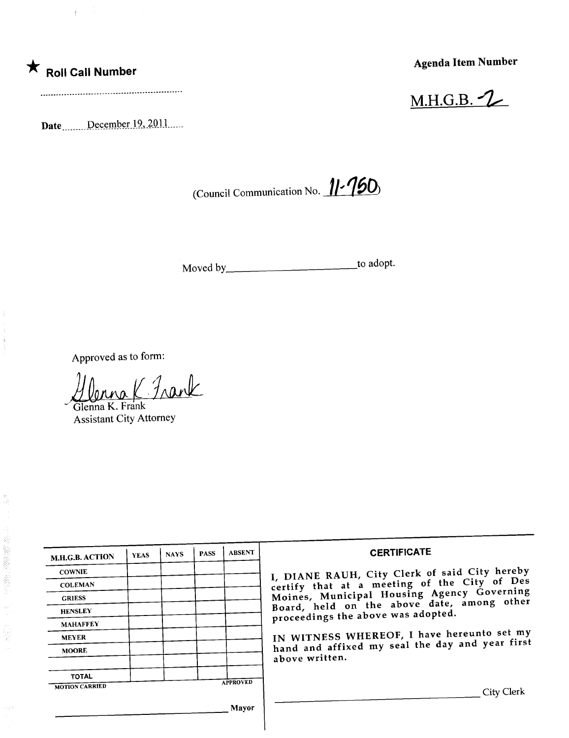★ **Roll Call Number**

.........................................................

**Agenda Item Number**

M.H.G.B. -2

**Date** ........December 19, 2011.....

(Council Communication No. 11-750)

Moved by________________________to adopt.

Approved as to form:

Glenna K. Frank
Glenna K. Frank
Assistant City Attorney

| M.H.G.B. ACTION | YEAS | NAYS | PASS | ABSENT |
|---|---|---|---|---|
| COWNIE | | | | |
| COLEMAN | | | | |
| GRIESS | | | | |
| HENSLEY | | | | |
| MAHAFFEY | | | | |
| MEYER | | | | |
| MOORE | | | | |
| | | | | |
| TOTAL | | | | |

MOTION CARRIED APPROVED

______________________________ Mayor

**CERTIFICATE**

I, DIANE RAUH, City Clerk of said City hereby certify that at a meeting of the City of Des Moines, Municipal Housing Agency Governing Board, held on the above date, among other proceedings the above was adopted.

IN WITNESS WHEREOF, I have hereunto set my hand and affixed my seal the day and year first above written.

______________________________ City Clerk